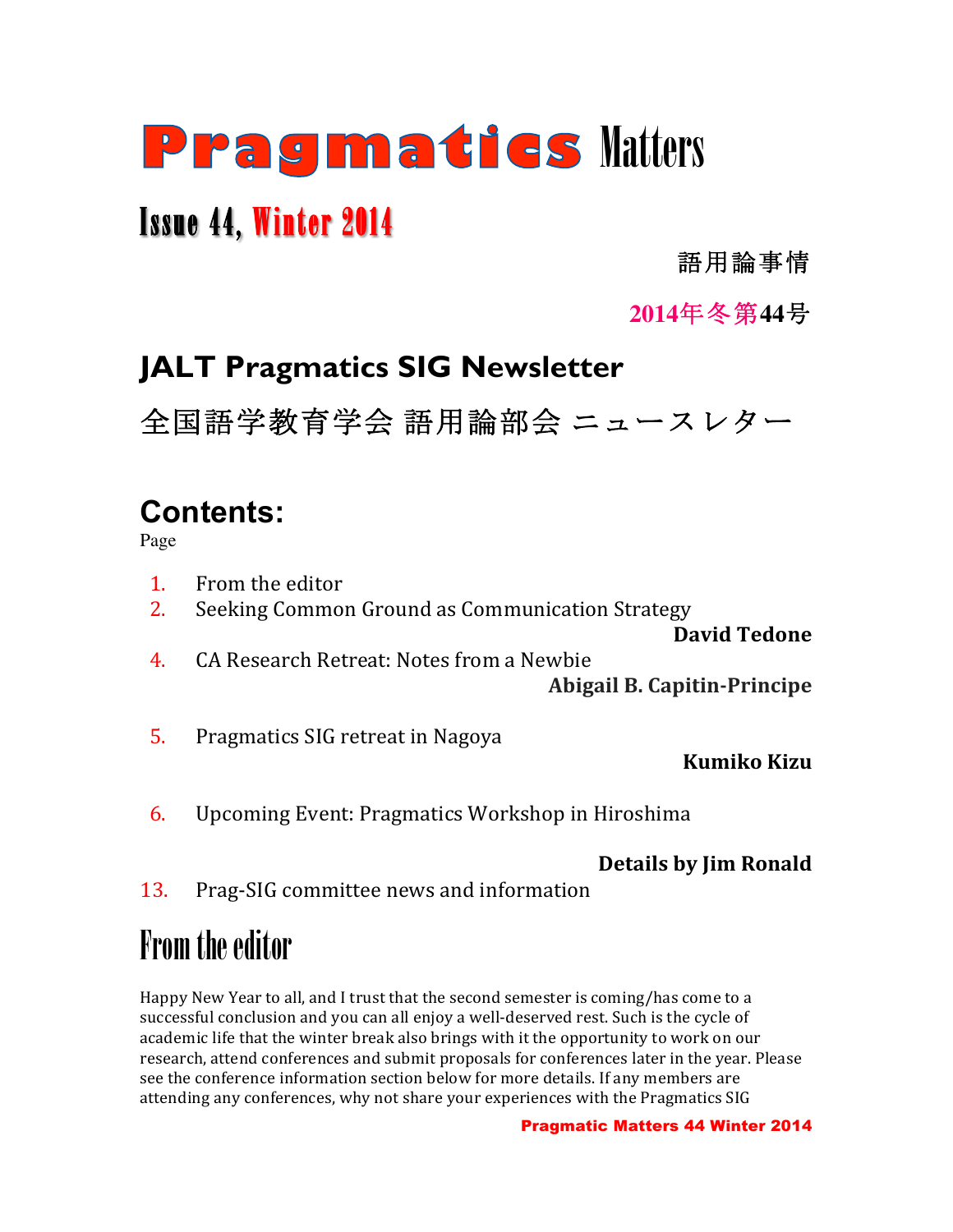# Pragmatics Matters

## Issue 44, Winter 2014

語用論事情

2014年冬第44号

## JALT Pragmatics SIG Newsletter

全国語学教育学会 語用論部会 ニュースレター

## Contents:

Page

1. From the editor
2. Seeking Common Ground as Communication Strategy
   **David Tedone**
4. CA Research Retreat: Notes from a Newbie
   **Abigail B. Capitin-Principe**
5. Pragmatics SIG retreat in Nagoya
   **Kumiko Kizu**
6. Upcoming Event: Pragmatics Workshop in Hiroshima
   **Details by Jim Ronald**
13. Prag-SIG committee news and information

# From the editor

Happy New Year to all, and I trust that the second semester is coming/has come to a successful conclusion and you can all enjoy a well-deserved rest. Such is the cycle of academic life that the winter break also brings with it the opportunity to work on our research, attend conferences and submit proposals for conferences later in the year. Please see the conference information section below for more details. If any members are attending any conferences, why not share your experiences with the Pragmatics SIG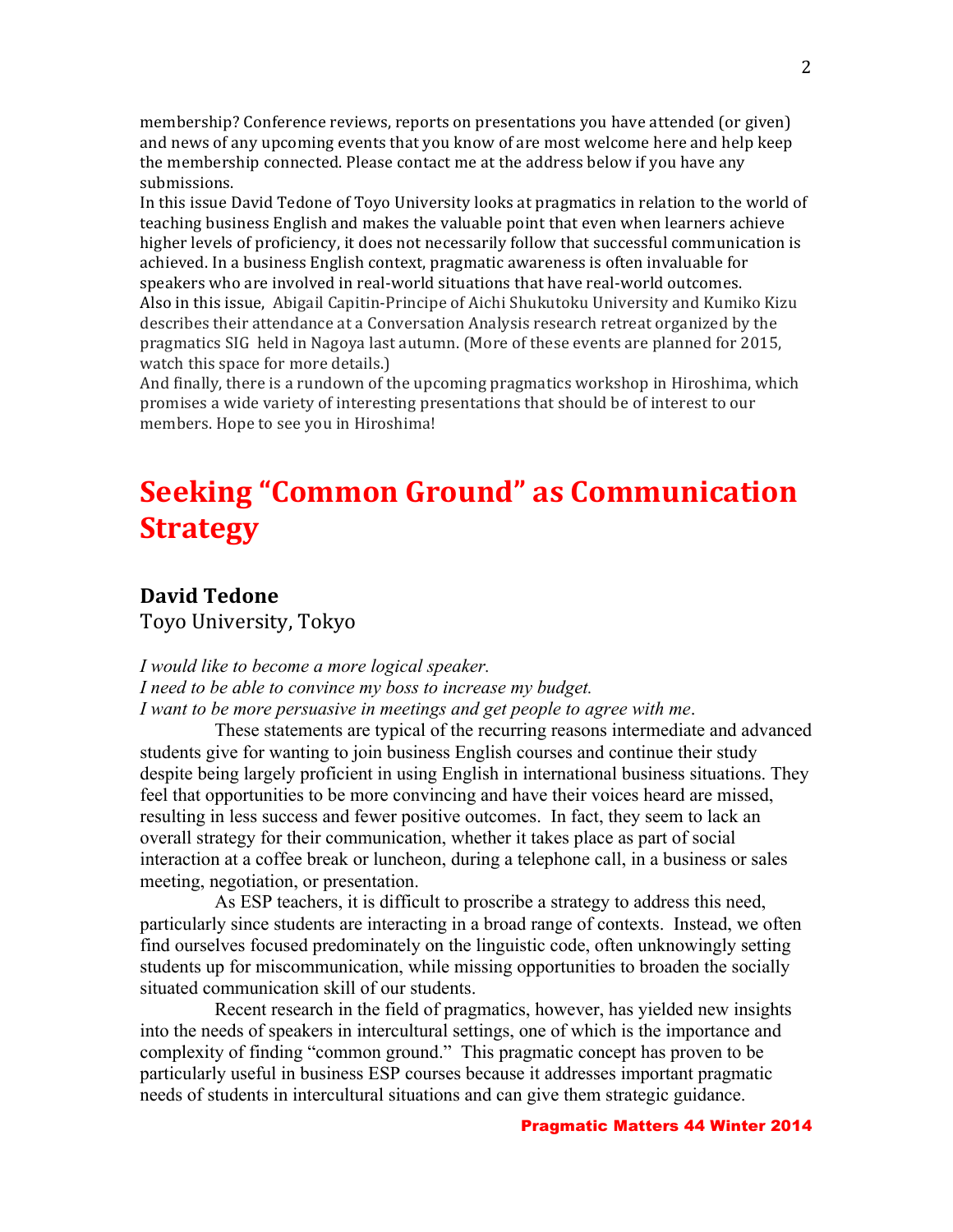membership? Conference reviews, reports on presentations you have attended (or given) and news of any upcoming events that you know of are most welcome here and help keep the membership connected. Please contact me at the address below if you have any submissions.

In this issue David Tedone of Toyo University looks at pragmatics in relation to the world of teaching business English and makes the valuable point that even when learners achieve higher levels of proficiency, it does not necessarily follow that successful communication is achieved. In a business English context, pragmatic awareness is often invaluable for speakers who are involved in real-world situations that have real-world outcomes.

Also in this issue, Abigail Capitin-Principe of Aichi Shukutoku University and Kumiko Kizu describes their attendance at a Conversation Analysis research retreat organized by the pragmatics SIG held in Nagoya last autumn. (More of these events are planned for 2015, watch this space for more details.)

And finally, there is a rundown of the upcoming pragmatics workshop in Hiroshima, which promises a wide variety of interesting presentations that should be of interest to our members. Hope to see you in Hiroshima!

# Seeking "Common Ground" as Communication Strategy

## David Tedone

Toyo University, Tokyo

*I would like to become a more logical speaker.*
*I need to be able to convince my boss to increase my budget.*
*I want to be more persuasive in meetings and get people to agree with me*.

These statements are typical of the recurring reasons intermediate and advanced students give for wanting to join business English courses and continue their study despite being largely proficient in using English in international business situations. They feel that opportunities to be more convincing and have their voices heard are missed, resulting in less success and fewer positive outcomes. In fact, they seem to lack an overall strategy for their communication, whether it takes place as part of social interaction at a coffee break or luncheon, during a telephone call, in a business or sales meeting, negotiation, or presentation.

As ESP teachers, it is difficult to proscribe a strategy to address this need, particularly since students are interacting in a broad range of contexts. Instead, we often find ourselves focused predominately on the linguistic code, often unknowingly setting students up for miscommunication, while missing opportunities to broaden the socially situated communication skill of our students.

Recent research in the field of pragmatics, however, has yielded new insights into the needs of speakers in intercultural settings, one of which is the importance and complexity of finding "common ground." This pragmatic concept has proven to be particularly useful in business ESP courses because it addresses important pragmatic needs of students in intercultural situations and can give them strategic guidance.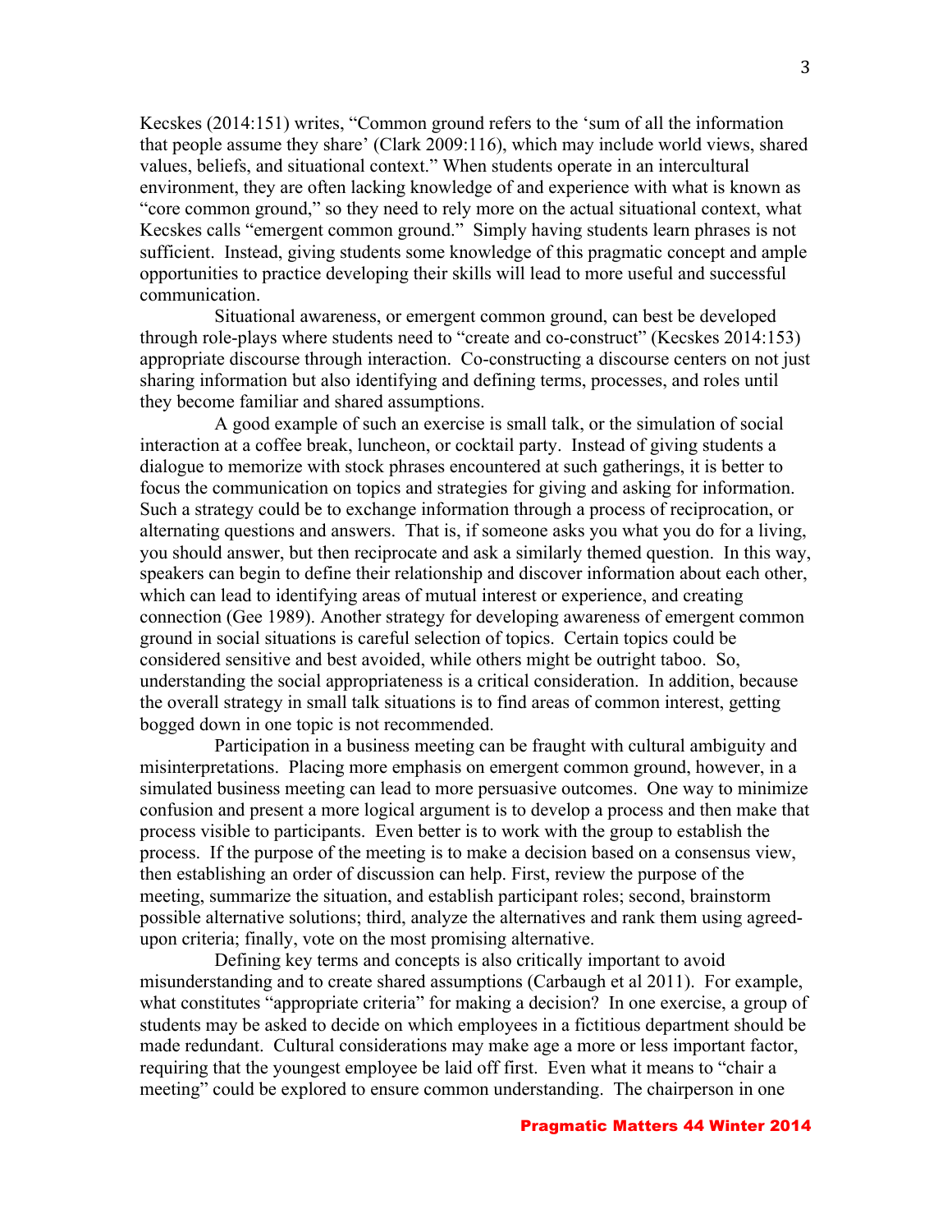Kecskes (2014:151) writes, "Common ground refers to the 'sum of all the information that people assume they share' (Clark 2009:116), which may include world views, shared values, beliefs, and situational context." When students operate in an intercultural environment, they are often lacking knowledge of and experience with what is known as "core common ground," so they need to rely more on the actual situational context, what Kecskes calls "emergent common ground." Simply having students learn phrases is not sufficient. Instead, giving students some knowledge of this pragmatic concept and ample opportunities to practice developing their skills will lead to more useful and successful communication.

Situational awareness, or emergent common ground, can best be developed through role-plays where students need to "create and co-construct" (Kecskes 2014:153) appropriate discourse through interaction. Co-constructing a discourse centers on not just sharing information but also identifying and defining terms, processes, and roles until they become familiar and shared assumptions.

A good example of such an exercise is small talk, or the simulation of social interaction at a coffee break, luncheon, or cocktail party. Instead of giving students a dialogue to memorize with stock phrases encountered at such gatherings, it is better to focus the communication on topics and strategies for giving and asking for information. Such a strategy could be to exchange information through a process of reciprocation, or alternating questions and answers. That is, if someone asks you what you do for a living, you should answer, but then reciprocate and ask a similarly themed question. In this way, speakers can begin to define their relationship and discover information about each other, which can lead to identifying areas of mutual interest or experience, and creating connection (Gee 1989). Another strategy for developing awareness of emergent common ground in social situations is careful selection of topics. Certain topics could be considered sensitive and best avoided, while others might be outright taboo. So, understanding the social appropriateness is a critical consideration. In addition, because the overall strategy in small talk situations is to find areas of common interest, getting bogged down in one topic is not recommended.

Participation in a business meeting can be fraught with cultural ambiguity and misinterpretations. Placing more emphasis on emergent common ground, however, in a simulated business meeting can lead to more persuasive outcomes. One way to minimize confusion and present a more logical argument is to develop a process and then make that process visible to participants. Even better is to work with the group to establish the process. If the purpose of the meeting is to make a decision based on a consensus view, then establishing an order of discussion can help. First, review the purpose of the meeting, summarize the situation, and establish participant roles; second, brainstorm possible alternative solutions; third, analyze the alternatives and rank them using agreed-upon criteria; finally, vote on the most promising alternative.

Defining key terms and concepts is also critically important to avoid misunderstanding and to create shared assumptions (Carbaugh et al 2011). For example, what constitutes "appropriate criteria" for making a decision? In one exercise, a group of students may be asked to decide on which employees in a fictitious department should be made redundant. Cultural considerations may make age a more or less important factor, requiring that the youngest employee be laid off first. Even what it means to "chair a meeting" could be explored to ensure common understanding. The chairperson in one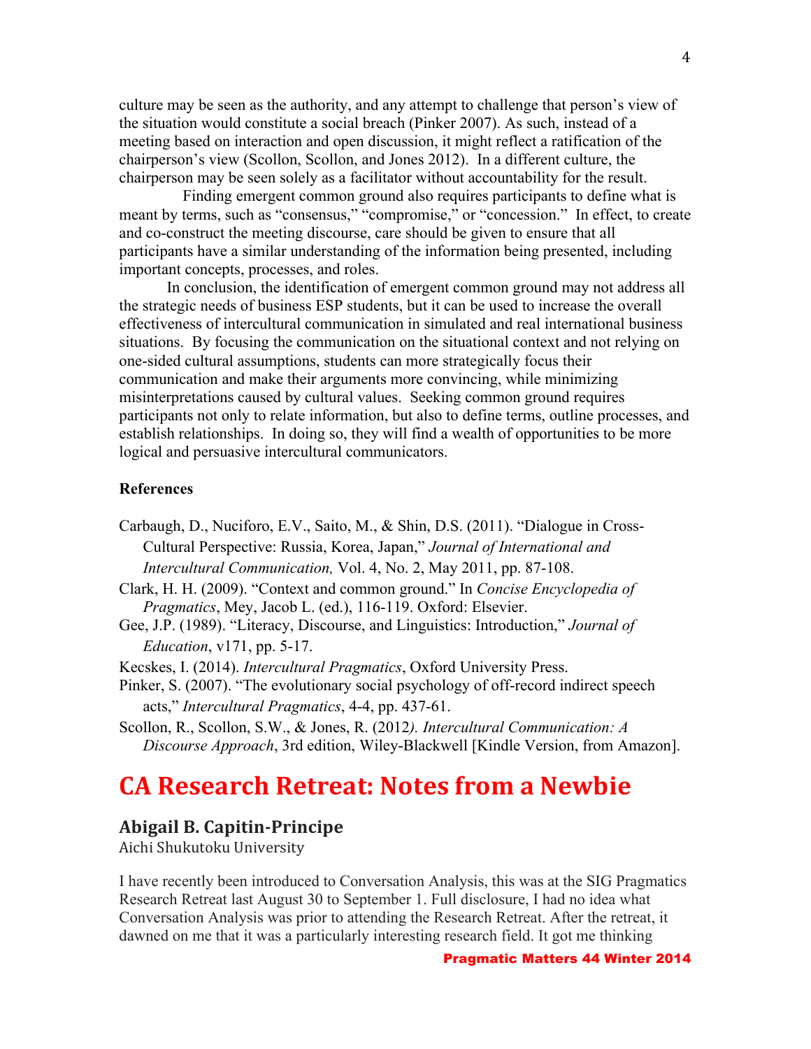culture may be seen as the authority, and any attempt to challenge that person's view of the situation would constitute a social breach (Pinker 2007). As such, instead of a meeting based on interaction and open discussion, it might reflect a ratification of the chairperson's view (Scollon, Scollon, and Jones 2012). In a different culture, the chairperson may be seen solely as a facilitator without accountability for the result.

Finding emergent common ground also requires participants to define what is meant by terms, such as "consensus," "compromise," or "concession." In effect, to create and co-construct the meeting discourse, care should be given to ensure that all participants have a similar understanding of the information being presented, including important concepts, processes, and roles.

In conclusion, the identification of emergent common ground may not address all the strategic needs of business ESP students, but it can be used to increase the overall effectiveness of intercultural communication in simulated and real international business situations. By focusing the communication on the situational context and not relying on one-sided cultural assumptions, students can more strategically focus their communication and make their arguments more convincing, while minimizing misinterpretations caused by cultural values. Seeking common ground requires participants not only to relate information, but also to define terms, outline processes, and establish relationships. In doing so, they will find a wealth of opportunities to be more logical and persuasive intercultural communicators.

**References**

Carbaugh, D., Nuciforo, E.V., Saito, M., & Shin, D.S. (2011). "Dialogue in Cross-Cultural Perspective: Russia, Korea, Japan," *Journal of International and Intercultural Communication,* Vol. 4, No. 2, May 2011, pp. 87-108.

Clark, H. H. (2009). "Context and common ground." In *Concise Encyclopedia of Pragmatics*, Mey, Jacob L. (ed.), 116-119. Oxford: Elsevier.

Gee, J.P. (1989). "Literacy, Discourse, and Linguistics: Introduction," *Journal of Education*, v171, pp. 5-17.

Kecskes, I. (2014). *Intercultural Pragmatics*, Oxford University Press.

Pinker, S. (2007). "The evolutionary social psychology of off-record indirect speech acts," *Intercultural Pragmatics*, 4-4, pp. 437-61.

Scollon, R., Scollon, S.W., & Jones, R. (2012*). Intercultural Communication: A Discourse Approach*, 3rd edition, Wiley-Blackwell [Kindle Version, from Amazon].

# CA Research Retreat: Notes from a Newbie

### Abigail B. Capitin-Principe

Aichi Shukutoku University

I have recently been introduced to Conversation Analysis, this was at the SIG Pragmatics Research Retreat last August 30 to September 1. Full disclosure, I had no idea what Conversation Analysis was prior to attending the Research Retreat. After the retreat, it dawned on me that it was a particularly interesting research field. It got me thinking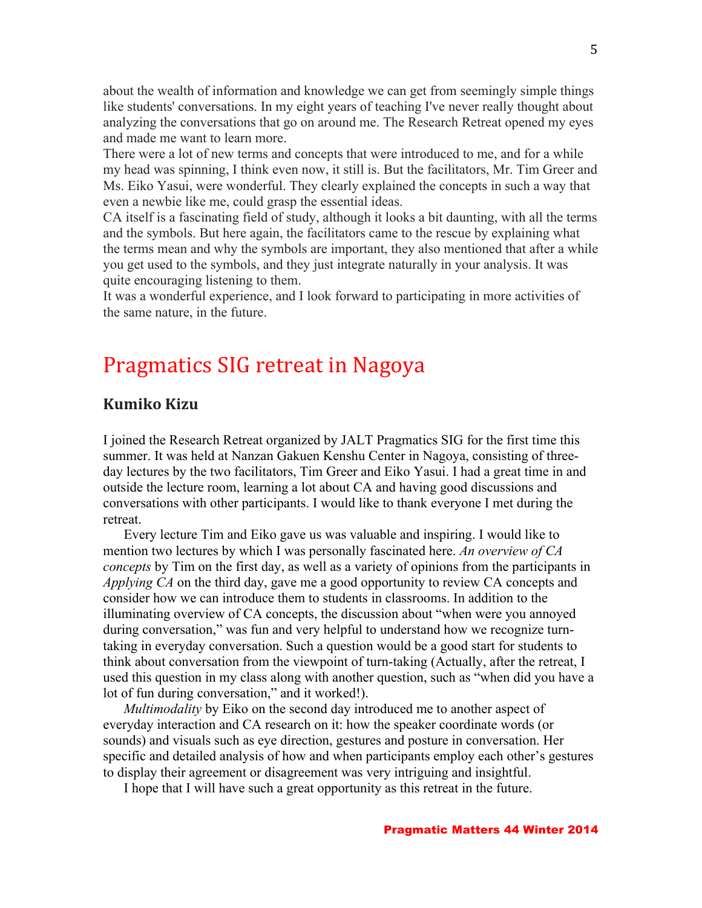about the wealth of information and knowledge we can get from seemingly simple things like students' conversations. In my eight years of teaching I've never really thought about analyzing the conversations that go on around me. The Research Retreat opened my eyes and made me want to learn more.

There were a lot of new terms and concepts that were introduced to me, and for a while my head was spinning, I think even now, it still is. But the facilitators, Mr. Tim Greer and Ms. Eiko Yasui, were wonderful. They clearly explained the concepts in such a way that even a newbie like me, could grasp the essential ideas.

CA itself is a fascinating field of study, although it looks a bit daunting, with all the terms and the symbols. But here again, the facilitators came to the rescue by explaining what the terms mean and why the symbols are important, they also mentioned that after a while you get used to the symbols, and they just integrate naturally in your analysis. It was quite encouraging listening to them.

It was a wonderful experience, and I look forward to participating in more activities of the same nature, in the future.

# Pragmatics SIG retreat in Nagoya

## Kumiko Kizu

I joined the Research Retreat organized by JALT Pragmatics SIG for the first time this summer. It was held at Nanzan Gakuen Kenshu Center in Nagoya, consisting of three-day lectures by the two facilitators, Tim Greer and Eiko Yasui. I had a great time in and outside the lecture room, learning a lot about CA and having good discussions and conversations with other participants. I would like to thank everyone I met during the retreat.

Every lecture Tim and Eiko gave us was valuable and inspiring. I would like to mention two lectures by which I was personally fascinated here. *An overview of CA concepts* by Tim on the first day, as well as a variety of opinions from the participants in *Applying CA* on the third day, gave me a good opportunity to review CA concepts and consider how we can introduce them to students in classrooms. In addition to the illuminating overview of CA concepts, the discussion about "when were you annoyed during conversation," was fun and very helpful to understand how we recognize turn-taking in everyday conversation. Such a question would be a good start for students to think about conversation from the viewpoint of turn-taking (Actually, after the retreat, I used this question in my class along with another question, such as "when did you have a lot of fun during conversation," and it worked!).

*Multimodality* by Eiko on the second day introduced me to another aspect of everyday interaction and CA research on it: how the speaker coordinate words (or sounds) and visuals such as eye direction, gestures and posture in conversation. Her specific and detailed analysis of how and when participants employ each other's gestures to display their agreement or disagreement was very intriguing and insightful.

I hope that I will have such a great opportunity as this retreat in the future.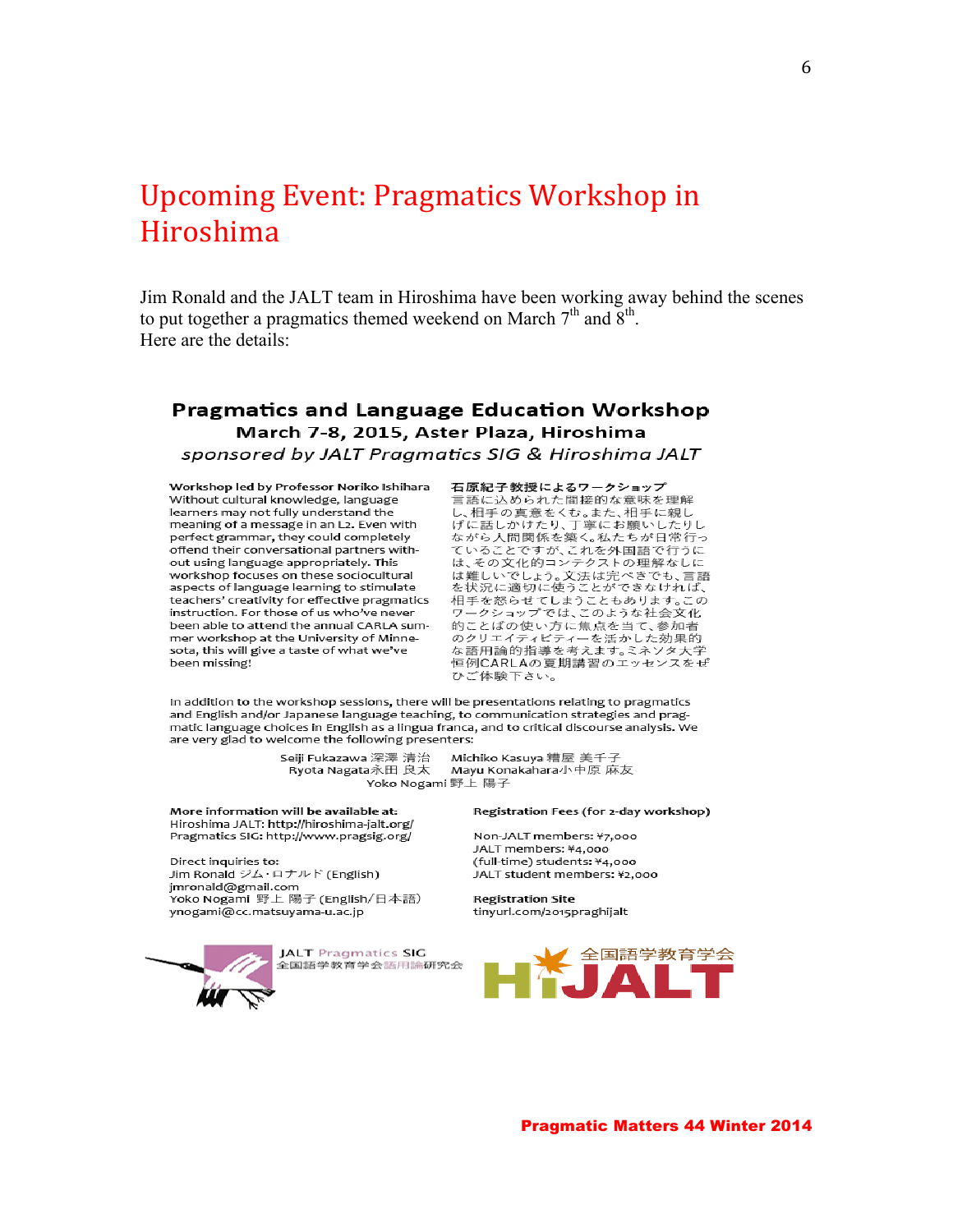# Upcoming Event: Pragmatics Workshop in Hiroshima

Jim Ronald and the JALT team in Hiroshima have been working away behind the scenes to put together a pragmatics themed weekend on March 7th and 8th. Here are the details:

## Pragmatics and Language Education Workshop

### March 7-8, 2015, Aster Plaza, Hiroshima

*sponsored by JALT Pragmatics SIG & Hiroshima JALT*

**Workshop led by Professor Noriko Ishihara**
Without cultural knowledge, language learners may not fully understand the meaning of a message in an L2. Even with perfect grammar, they could completely offend their conversational partners without using language appropriately. This workshop focuses on these sociocultural aspects of language learning to stimulate teachers' creativity for effective pragmatics instruction. For those of us who've never been able to attend the annual CARLA summer workshop at the University of Minnesota, this will give a taste of what we've been missing!

**石原紀子教授によるワークショップ**
言語に込められた間接的な意味を理解し、相手の真意をくむ。また、相手に親しげに話しかけたり、丁寧にお願いしたりしながら人間関係を築く。私たちが日常行っていることですが、これを外国語で行うには、その文化的コンテクストの理解なしには難しいでしょう。文法は完ぺきでも、言語を状況に適切に使うことができなければ、相手を怒らせてしまうこともあります。このワークショップでは、このような社会文化的ことばの使い方に焦点を当て、参加者のクリエイティビティーを活かした効果的な語用論的指導を考えます。ミネソタ大学恒例CARLAの夏期講習のエッセンスをぜひご体験下さい。

In addition to the workshop sessions, there will be presentations relating to pragmatics and English and/or Japanese language teaching, to communication strategies and pragmatic language choices in English as a lingua franca, and to critical discourse analysis. We are very glad to welcome the following presenters:

Seiji Fukazawa 深澤 清治　　Michiko Kasuya 糟屋 美千子
Ryota Nagata 永田 良太　　Mayu Konakahara 小中原 麻友
Yoko Nogami 野上 陽子

**More information will be available at:**
Hiroshima JALT: http://hiroshima-jalt.org/
Pragmatics SIG: http://www.pragsig.org/

Direct inquiries to:
Jim Ronald ジム・ロナルド (English)
jmronald@gmail.com
Yoko Nogami 野上 陽子 (English/日本語)
ynogami@cc.matsuyama-u.ac.jp

**Registration Fees (for 2-day workshop)**

Non-JALT members: ¥7,000
JALT members: ¥4,000
(full-time) students: ¥4,000
JALT student members: ¥2,000

**Registration Site**
tinyurl.com/2015praghijalt

JALT Pragmatics SIG
全国語学教育学会語用論研究会

HiJALT 全国語学教育学会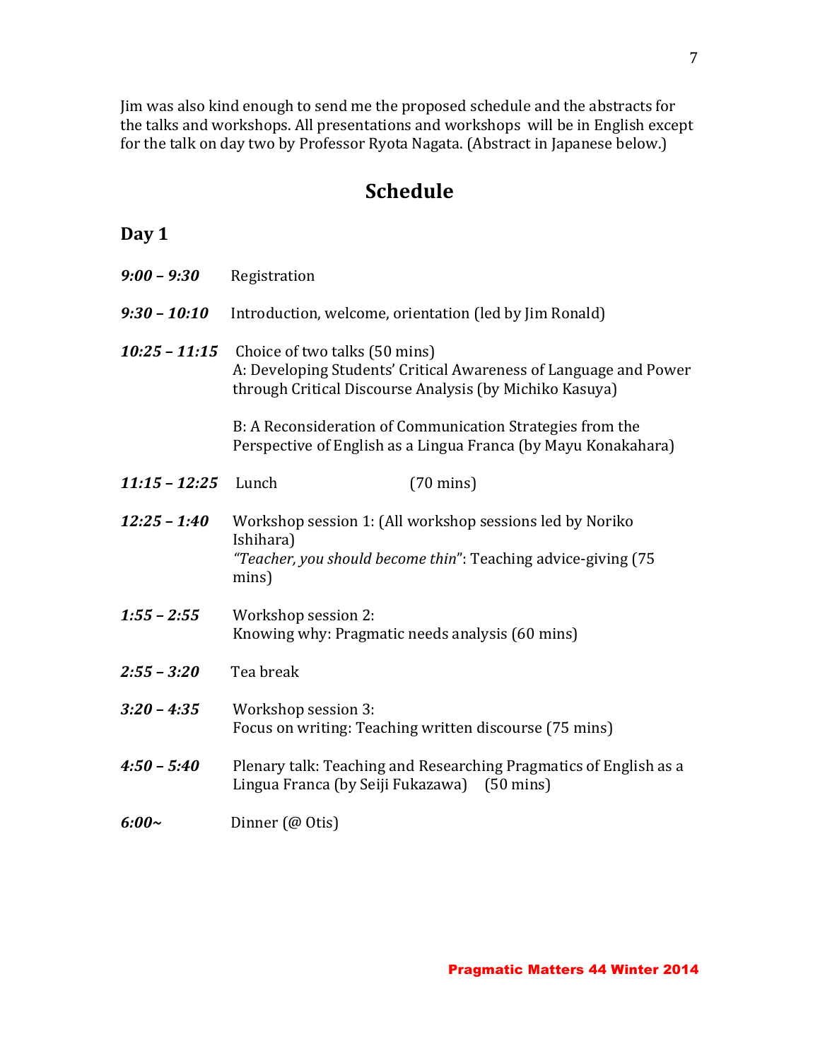Jim was also kind enough to send me the proposed schedule and the abstracts for the talks and workshops. All presentations and workshops will be in English except for the talk on day two by Professor Ryota Nagata. (Abstract in Japanese below.)

## Schedule

### Day 1

***9:00 – 9:30*** Registration

***9:30 – 10:10*** Introduction, welcome, orientation (led by Jim Ronald)

***10:25 – 11:15*** Choice of two talks (50 mins)
A: Developing Students' Critical Awareness of Language and Power through Critical Discourse Analysis (by Michiko Kasuya)

B: A Reconsideration of Communication Strategies from the Perspective of English as a Lingua Franca (by Mayu Konakahara)

***11:15 – 12:25*** Lunch (70 mins)

***12:25 – 1:40*** Workshop session 1: (All workshop sessions led by Noriko Ishihara)
*"Teacher, you should become thin*": Teaching advice-giving (75 mins)

***1:55 – 2:55*** Workshop session 2:
Knowing why: Pragmatic needs analysis (60 mins)

***2:55 – 3:20*** Tea break

***3:20 – 4:35*** Workshop session 3:
Focus on writing: Teaching written discourse (75 mins)

***4:50 – 5:40*** Plenary talk: Teaching and Researching Pragmatics of English as a Lingua Franca (by Seiji Fukazawa) (50 mins)

***6:00~*** Dinner (@ Otis)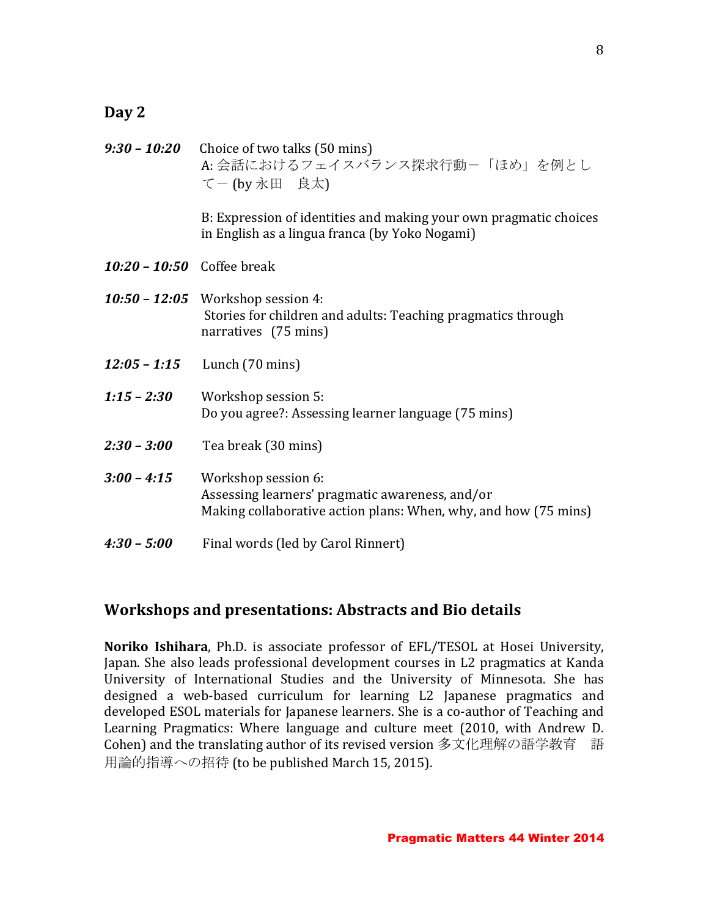## Day 2

***9:30 – 10:20*** Choice of two talks (50 mins)
A: 会話におけるフェイスバランス探求行動ー「ほめ」を例としてー (by 永田　良太)

B: Expression of identities and making your own pragmatic choices in English as a lingua franca (by Yoko Nogami)

***10:20 – 10:50*** Coffee break

***10:50 – 12:05*** Workshop session 4:
Stories for children and adults: Teaching pragmatics through narratives (75 mins)

***12:05 – 1:15*** Lunch (70 mins)

***1:15 – 2:30*** Workshop session 5:
Do you agree?: Assessing learner language (75 mins)

***2:30 – 3:00*** Tea break (30 mins)

***3:00 – 4:15*** Workshop session 6:
Assessing learners' pragmatic awareness, and/or
Making collaborative action plans: When, why, and how (75 mins)

***4:30 – 5:00*** Final words (led by Carol Rinnert)

## Workshops and presentations: Abstracts and Bio details

**Noriko Ishihara**, Ph.D. is associate professor of EFL/TESOL at Hosei University, Japan. She also leads professional development courses in L2 pragmatics at Kanda University of International Studies and the University of Minnesota. She has designed a web-based curriculum for learning L2 Japanese pragmatics and developed ESOL materials for Japanese learners. She is a co-author of Teaching and Learning Pragmatics: Where language and culture meet (2010, with Andrew D. Cohen) and the translating author of its revised version 多文化理解の語学教育　語用論的指導への招待 (to be published March 15, 2015).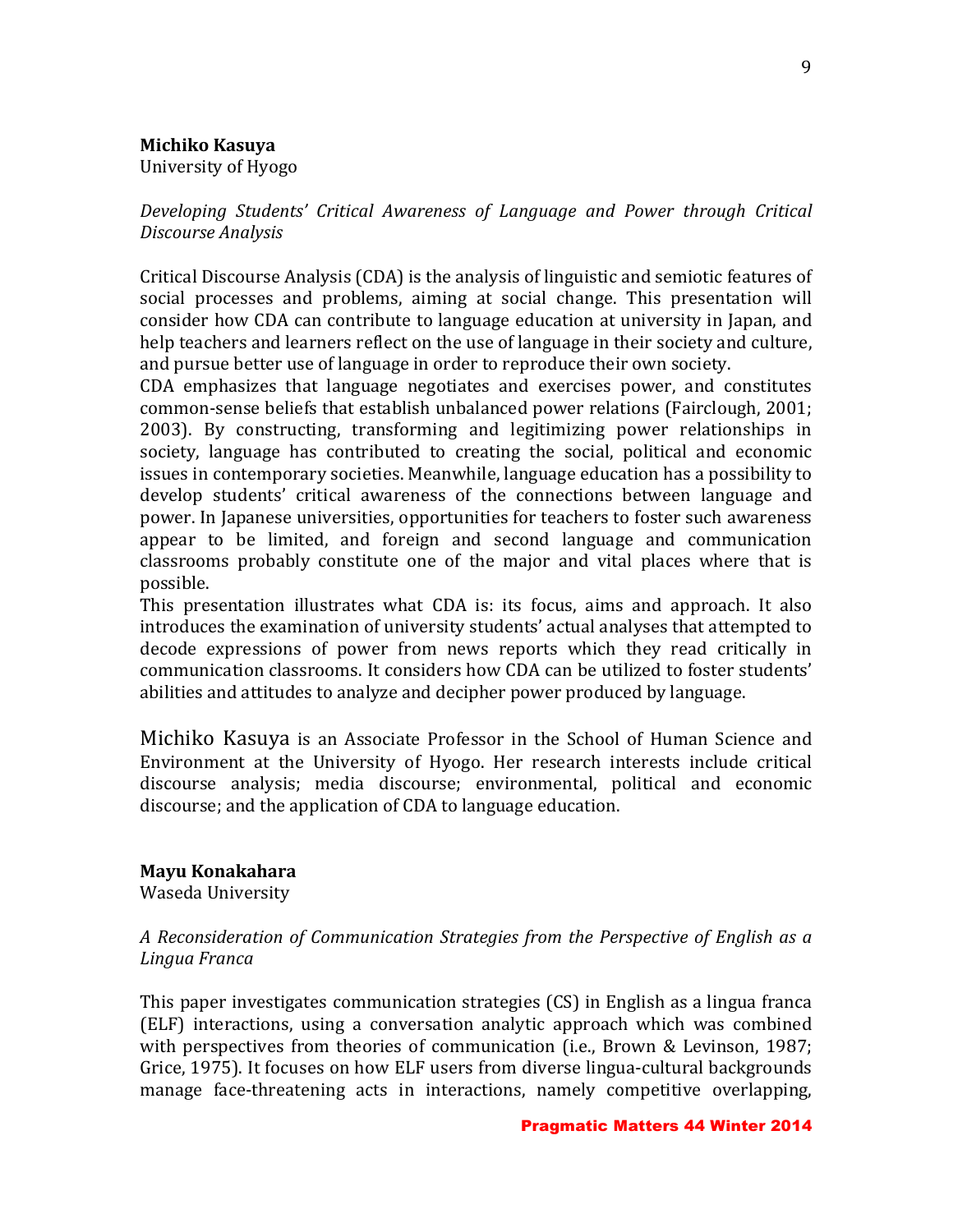**Michiko Kasuya**
University of Hyogo

*Developing Students' Critical Awareness of Language and Power through Critical Discourse Analysis*

Critical Discourse Analysis (CDA) is the analysis of linguistic and semiotic features of social processes and problems, aiming at social change. This presentation will consider how CDA can contribute to language education at university in Japan, and help teachers and learners reflect on the use of language in their society and culture, and pursue better use of language in order to reproduce their own society.

CDA emphasizes that language negotiates and exercises power, and constitutes common-sense beliefs that establish unbalanced power relations (Fairclough, 2001; 2003). By constructing, transforming and legitimizing power relationships in society, language has contributed to creating the social, political and economic issues in contemporary societies. Meanwhile, language education has a possibility to develop students' critical awareness of the connections between language and power. In Japanese universities, opportunities for teachers to foster such awareness appear to be limited, and foreign and second language and communication classrooms probably constitute one of the major and vital places where that is possible.

This presentation illustrates what CDA is: its focus, aims and approach. It also introduces the examination of university students' actual analyses that attempted to decode expressions of power from news reports which they read critically in communication classrooms. It considers how CDA can be utilized to foster students' abilities and attitudes to analyze and decipher power produced by language.

Michiko Kasuya is an Associate Professor in the School of Human Science and Environment at the University of Hyogo. Her research interests include critical discourse analysis; media discourse; environmental, political and economic discourse; and the application of CDA to language education.

**Mayu Konakahara**
Waseda University

*A Reconsideration of Communication Strategies from the Perspective of English as a Lingua Franca*

This paper investigates communication strategies (CS) in English as a lingua franca (ELF) interactions, using a conversation analytic approach which was combined with perspectives from theories of communication (i.e., Brown & Levinson, 1987; Grice, 1975). It focuses on how ELF users from diverse lingua-cultural backgrounds manage face-threatening acts in interactions, namely competitive overlapping,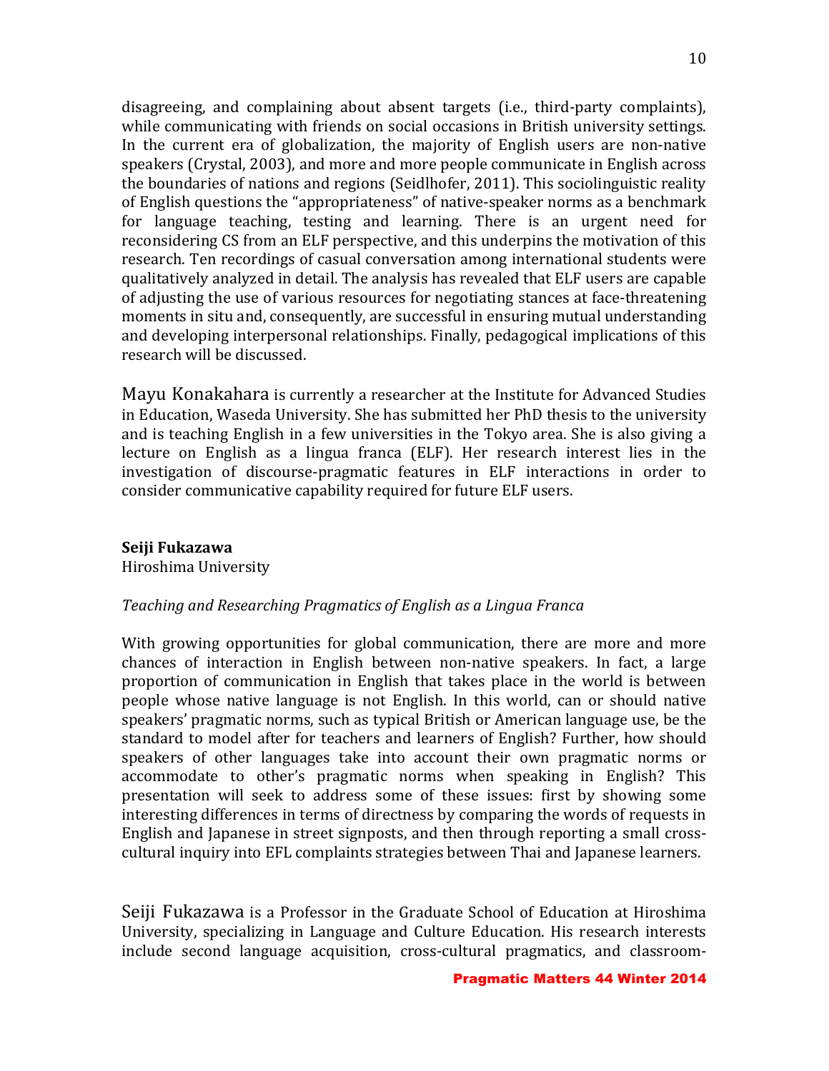disagreeing, and complaining about absent targets (i.e., third-party complaints), while communicating with friends on social occasions in British university settings. In the current era of globalization, the majority of English users are non-native speakers (Crystal, 2003), and more and more people communicate in English across the boundaries of nations and regions (Seidlhofer, 2011). This sociolinguistic reality of English questions the "appropriateness" of native-speaker norms as a benchmark for language teaching, testing and learning. There is an urgent need for reconsidering CS from an ELF perspective, and this underpins the motivation of this research. Ten recordings of casual conversation among international students were qualitatively analyzed in detail. The analysis has revealed that ELF users are capable of adjusting the use of various resources for negotiating stances at face-threatening moments in situ and, consequently, are successful in ensuring mutual understanding and developing interpersonal relationships. Finally, pedagogical implications of this research will be discussed.

Mayu Konakahara is currently a researcher at the Institute for Advanced Studies in Education, Waseda University. She has submitted her PhD thesis to the university and is teaching English in a few universities in the Tokyo area. She is also giving a lecture on English as a lingua franca (ELF). Her research interest lies in the investigation of discourse-pragmatic features in ELF interactions in order to consider communicative capability required for future ELF users.

**Seiji Fukazawa**
Hiroshima University

*Teaching and Researching Pragmatics of English as a Lingua Franca*

With growing opportunities for global communication, there are more and more chances of interaction in English between non-native speakers. In fact, a large proportion of communication in English that takes place in the world is between people whose native language is not English. In this world, can or should native speakers' pragmatic norms, such as typical British or American language use, be the standard to model after for teachers and learners of English? Further, how should speakers of other languages take into account their own pragmatic norms or accommodate to other's pragmatic norms when speaking in English? This presentation will seek to address some of these issues: first by showing some interesting differences in terms of directness by comparing the words of requests in English and Japanese in street signposts, and then through reporting a small cross-cultural inquiry into EFL complaints strategies between Thai and Japanese learners.

Seiji Fukazawa is a Professor in the Graduate School of Education at Hiroshima University, specializing in Language and Culture Education. His research interests include second language acquisition, cross-cultural pragmatics, and classroom-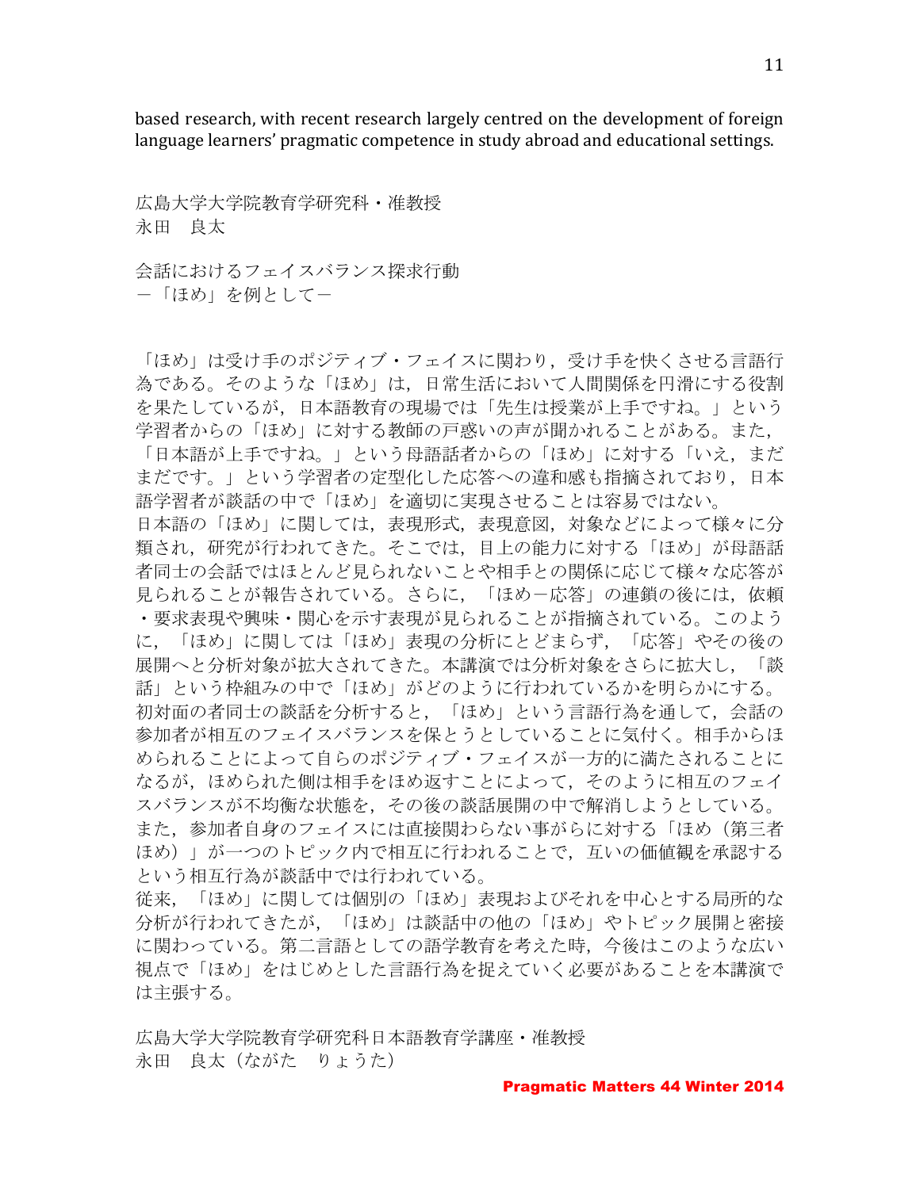based research, with recent research largely centred on the development of foreign language learners' pragmatic competence in study abroad and educational settings.

広島大学大学院教育学研究科・准教授
永田　良太

## 会話におけるフェイスバランス探求行動
### －「ほめ」を例として－

「ほめ」は受け手のポジティブ・フェイスに関わり，受け手を快くさせる言語行為である。そのような「ほめ」は，日常生活において人間関係を円滑にする役割を果たしているが，日本語教育の現場では「先生は授業が上手ですね。」という学習者からの「ほめ」に対する教師の戸惑いの声が聞かれることがある。また，「日本語が上手ですね。」という母語話者からの「ほめ」に対する「いえ，まだまだです。」という学習者の定型化した応答への違和感も指摘されており，日本語学習者が談話の中で「ほめ」を適切に実現させることは容易ではない。

日本語の「ほめ」に関しては，表現形式，表現意図，対象などによって様々に分類され，研究が行われてきた。そこでは，目上の能力に対する「ほめ」が母語話者同士の会話ではほとんど見られないことや相手との関係に応じて様々な応答が見られることが報告されている。さらに，「ほめ－応答」の連鎖の後には，依頼・要求表現や興味・関心を示す表現が見られることが指摘されている。このように，「ほめ」に関しては「ほめ」表現の分析にとどまらず，「応答」やその後の展開へと分析対象が拡大されてきた。本講演では分析対象をさらに拡大し，「談話」という枠組みの中で「ほめ」がどのように行われているかを明らかにする。

初対面の者同士の談話を分析すると，「ほめ」という言語行為を通して，会話の参加者が相互のフェイスバランスを保とうとしていることに気付く。相手からほめられることによって自らのポジティブ・フェイスが一方的に満たされることになるが，ほめられた側は相手をほめ返すことによって，そのように相互のフェイスバランスが不均衡な状態を，その後の談話展開の中で解消しようとしている。また，参加者自身のフェイスには直接関わらない事がらに対する「ほめ（第三者ほめ）」が一つのトピック内で相互に行われることで，互いの価値観を承認するという相互行為が談話中では行われている。

従来，「ほめ」に関しては個別の「ほめ」表現およびそれを中心とする局所的な分析が行われてきたが，「ほめ」は談話中の他の「ほめ」やトピック展開と密接に関わっている。第二言語としての語学教育を考えた時，今後はこのような広い視点で「ほめ」をはじめとした言語行為を捉えていく必要があることを本講演では主張する。

広島大学大学院教育学研究科日本語教育学講座・准教授
永田　良太（ながた　りょうた）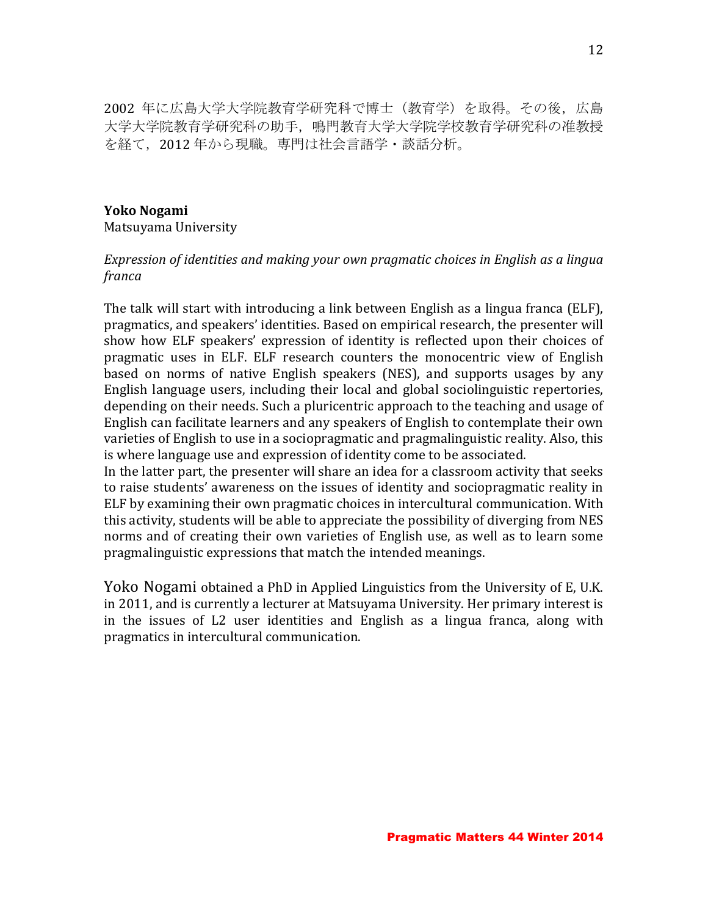2002 年に広島大学大学院教育学研究科で博士（教育学）を取得。その後，広島大学大学院教育学研究科の助手，鳴門教育大学大学院学校教育学研究科の准教授を経て，2012 年から現職。専門は社会言語学・談話分析。

**Yoko Nogami**
Matsuyama University

*Expression of identities and making your own pragmatic choices in English as a lingua franca*

The talk will start with introducing a link between English as a lingua franca (ELF), pragmatics, and speakers' identities. Based on empirical research, the presenter will show how ELF speakers' expression of identity is reflected upon their choices of pragmatic uses in ELF. ELF research counters the monocentric view of English based on norms of native English speakers (NES), and supports usages by any English language users, including their local and global sociolinguistic repertories, depending on their needs. Such a pluricentric approach to the teaching and usage of English can facilitate learners and any speakers of English to contemplate their own varieties of English to use in a sociopragmatic and pragmalinguistic reality. Also, this is where language use and expression of identity come to be associated.
In the latter part, the presenter will share an idea for a classroom activity that seeks to raise students' awareness on the issues of identity and sociopragmatic reality in ELF by examining their own pragmatic choices in intercultural communication. With this activity, students will be able to appreciate the possibility of diverging from NES norms and of creating their own varieties of English use, as well as to learn some pragmalinguistic expressions that match the intended meanings.

Yoko Nogami obtained a PhD in Applied Linguistics from the University of E, U.K. in 2011, and is currently a lecturer at Matsuyama University. Her primary interest is in the issues of L2 user identities and English as a lingua franca, along with pragmatics in intercultural communication.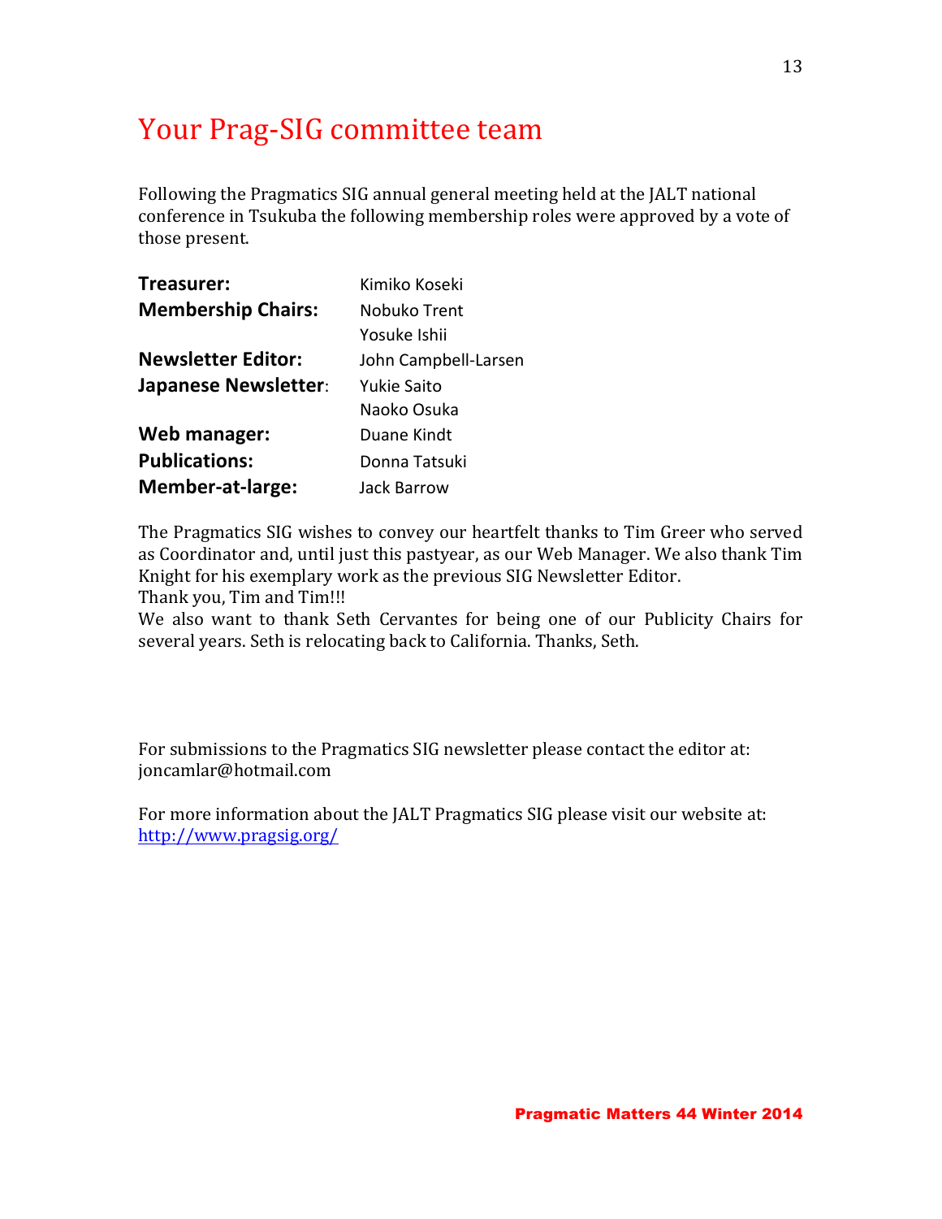# Your Prag-SIG committee team

Following the Pragmatics SIG annual general meeting held at the JALT national conference in Tsukuba the following membership roles were approved by a vote of those present.

| | |
|---|---|
| **Treasurer:** | Kimiko Koseki |
| **Membership Chairs:** | Nobuko Trent |
| | Yosuke Ishii |
| **Newsletter Editor:** | John Campbell-Larsen |
| **Japanese Newsletter**: | Yukie Saito |
| | Naoko Osuka |
| **Web manager:** | Duane Kindt |
| **Publications:** | Donna Tatsuki |
| **Member-at-large:** | Jack Barrow |

The Pragmatics SIG wishes to convey our heartfelt thanks to Tim Greer who served as Coordinator and, until just this pastyear, as our Web Manager. We also thank Tim Knight for his exemplary work as the previous SIG Newsletter Editor.
Thank you, Tim and Tim!!!
We also want to thank Seth Cervantes for being one of our Publicity Chairs for several years. Seth is relocating back to California. Thanks, Seth.

For submissions to the Pragmatics SIG newsletter please contact the editor at: joncamlar@hotmail.com

For more information about the JALT Pragmatics SIG please visit our website at: [http://www.pragsig.org/](http://www.pragsig.org/)